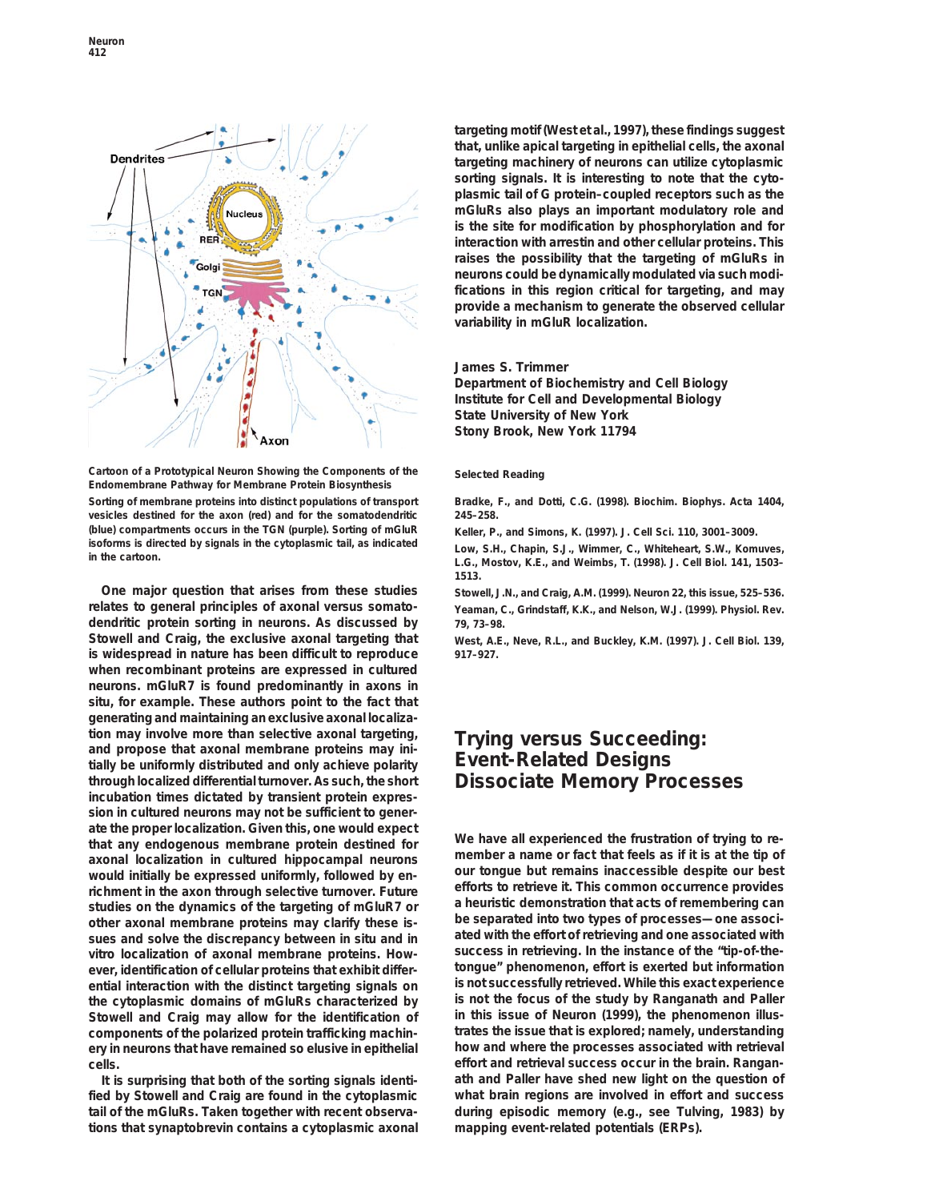Dendrites

Nucleus

RER

Golgi

TGN

Axon

**Cartoon of a Prototypical Neuron Showing the Components of the Endomembrane Pathway for Membrane Protein Biosynthesis**

Sorting of membrane proteins into distinct populations of transport vesicles destined for the axon (red) and for the somatodendritic (blue) compartments occurs in the TGN (purple). Sorting of mGluR isoforms is directed by signals in the cytoplasmic tail, as indicated in the cartoon.

One major question that arises from these studies relates to general principles of axonal versus somatodendritic protein sorting in neurons. As discussed by Stowell and Craig, the exclusive axonal targeting that is widespread in nature has been difficult to reproduce when recombinant proteins are expressed in cultured neurons. mGluR7 is found predominantly in axons in situ, for example. These authors point to the fact that generating and maintaining an exclusive axonal localization may involve more than selective axonal targeting, and propose that axonal membrane proteins may initially be uniformly distributed and only achieve polarity through localized differential turnover. As such, the short incubation times dictated by transient protein expression in cultured neurons may not be sufficient to generate the proper localization. Given this, one would expect that any endogenous membrane protein destined for axonal localization in cultured hippocampal neurons would initially be expressed uniformly, followed by enrichment in the axon through selective turnover. Future studies on the dynamics of the targeting of mGluR7 or other axonal membrane proteins may clarify these issues and solve the discrepancy between in situ and in vitro localization of axonal membrane proteins. However, identification of cellular proteins that exhibit differential interaction with the distinct targeting signals on the cytoplasmic domains of mGluRs characterized by Stowell and Craig may allow for the identification of components of the polarized protein trafficking machinery in neurons that have remained so elusive in epithelial cells.

It is surprising that both of the sorting signals identified by Stowell and Craig are found in the cytoplasmic tail of the mGluRs. Taken together with recent observations that synaptobrevin contains a cytoplasmic axonal targeting motif (West et al., 1997), these findings suggest that, unlike apical targeting in epithelial cells, the axonal targeting machinery of neurons can utilize cytoplasmic sorting signals. It is interesting to note that the cytoplasmic tail of G protein–coupled receptors such as the mGluRs also plays an important modulatory role and is the site for modification by phosphorylation and for interaction with arrestin and other cellular proteins. This raises the possibility that the targeting of mGluRs in neurons could be dynamically modulated via such modifications in this region critical for targeting, and may provide a mechanism to generate the observed cellular variability in mGluR localization.

**James S. Trimmer**
Department of Biochemistry and Cell Biology
Institute for Cell and Developmental Biology
State University of New York
Stony Brook, New York 11794

### Selected Reading

Bradke, F., and Dotti, C.G. (1998). Biochim. Biophys. Acta 1404, 245–258.

Keller, P., and Simons, K. (1997). J. Cell Sci. 110, 3001–3009.

Low, S.H., Chapin, S.J., Wimmer, C., Whiteheart, S.W., Komuves, L.G., Mostov, K.E., and Weimbs, T. (1998). J. Cell Biol. 141, 1503–1513.

Stowell, J.N., and Craig, A.M. (1999). Neuron 22, this issue, 525–536.

Yeaman, C., Grindstaff, K.K., and Nelson, W.J. (1999). Physiol. Rev. 79, 73–98.

West, A.E., Neve, R.L., and Buckley, K.M. (1997). J. Cell Biol. 139, 917–927.

# Trying versus Succeeding: Event-Related Designs Dissociate Memory Processes

We have all experienced the frustration of trying to remember a name or fact that feels as if it is at the tip of our tongue but remains inaccessible despite our best efforts to retrieve it. This common occurrence provides a heuristic demonstration that acts of remembering can be separated into two types of processes—one associated with the effort of retrieving and one associated with success in retrieving. In the instance of the "tip-of-the-tongue" phenomenon, effort is exerted but information is not successfully retrieved. While this exact experience is not the focus of the study by Ranganath and Paller in this issue of Neuron (1999), the phenomenon illustrates the issue that is explored; namely, understanding how and where the processes associated with retrieval effort and retrieval success occur in the brain. Ranganath and Paller have shed new light on the question of what brain regions are involved in effort and success during episodic memory (e.g., see Tulving, 1983) by mapping event-related potentials (ERPs).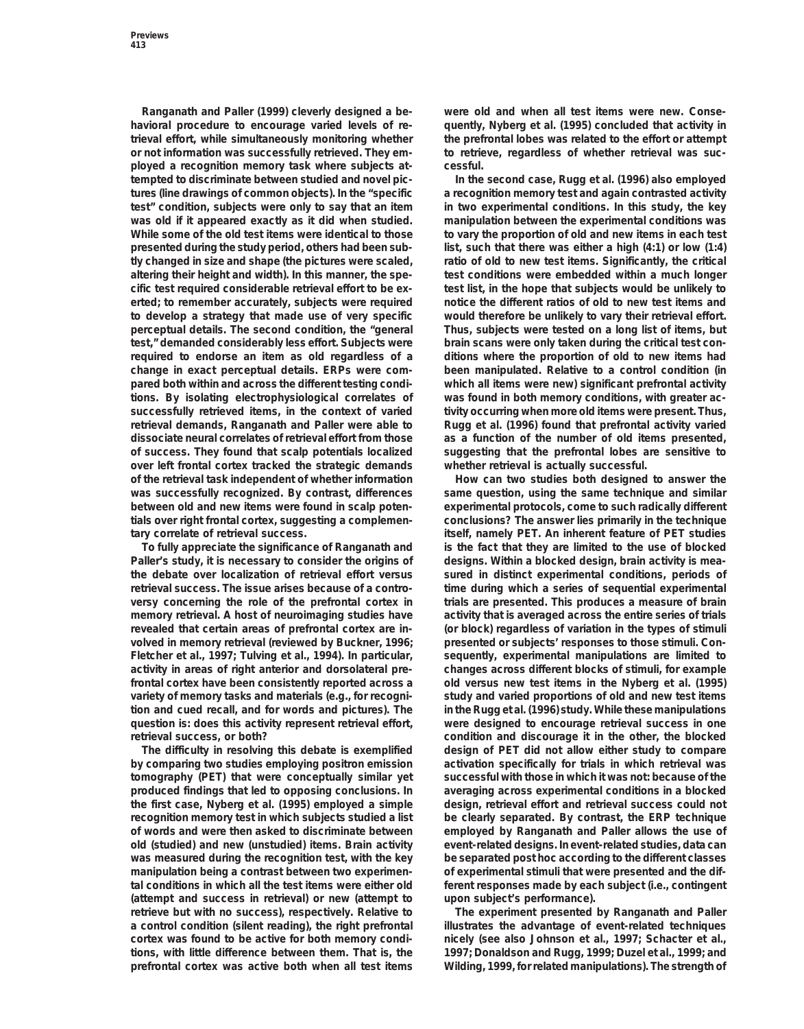Ranganath and Paller (1999) cleverly designed a behavioral procedure to encourage varied levels of retrieval effort, while simultaneously monitoring whether or not information was successfully retrieved. They employed a recognition memory task where subjects attempted to discriminate between studied and novel pictures (line drawings of common objects). In the "specific test" condition, subjects were only to say that an item was old if it appeared exactly as it did when studied. While some of the old test items were identical to those presented during the study period, others had been subtly changed in size and shape (the pictures were scaled, altering their height and width). In this manner, the specific test required considerable retrieval effort to be exerted; to remember accurately, subjects were required to develop a strategy that made use of very specific perceptual details. The second condition, the "general test," demanded considerably less effort. Subjects were required to endorse an item as old regardless of a change in exact perceptual details. ERPs were compared both within and across the different testing conditions. By isolating electrophysiological correlates of successfully retrieved items, in the context of varied retrieval demands, Ranganath and Paller were able to dissociate neural correlates of retrieval effort from those of success. They found that scalp potentials localized over left frontal cortex tracked the strategic demands of the retrieval task independent of whether information was successfully recognized. By contrast, differences between old and new items were found in scalp potentials over right frontal cortex, suggesting a complementary correlate of retrieval success.

To fully appreciate the significance of Ranganath and Paller's study, it is necessary to consider the origins of the debate over localization of retrieval effort versus retrieval success. The issue arises because of a controversy concerning the role of the prefrontal cortex in memory retrieval. A host of neuroimaging studies have revealed that certain areas of prefrontal cortex are involved in memory retrieval (reviewed by Buckner, 1996; Fletcher et al., 1997; Tulving et al., 1994). In particular, activity in areas of right anterior and dorsolateral prefrontal cortex have been consistently reported across a variety of memory tasks and materials (e.g., for recognition and cued recall, and for words and pictures). The question is: does this activity represent retrieval effort, retrieval success, or both?

The difficulty in resolving this debate is exemplified by comparing two studies employing positron emission tomography (PET) that were conceptually similar yet produced findings that led to opposing conclusions. In the first case, Nyberg et al. (1995) employed a simple recognition memory test in which subjects studied a list of words and were then asked to discriminate between old (studied) and new (unstudied) items. Brain activity was measured during the recognition test, with the key manipulation being a contrast between two experimental conditions in which all the test items were either old (attempt and success in retrieval) or new (attempt to retrieve but with no success), respectively. Relative to a control condition (silent reading), the right prefrontal cortex was found to be active for both memory conditions, with little difference between them. That is, the prefrontal cortex was active both when all test items were old and when all test items were new. Consequently, Nyberg et al. (1995) concluded that activity in the prefrontal lobes was related to the effort or attempt to retrieve, regardless of whether retrieval was successful.

In the second case, Rugg et al. (1996) also employed a recognition memory test and again contrasted activity in two experimental conditions. In this study, the key manipulation between the experimental conditions was to vary the proportion of old and new items in each test list, such that there was either a high (4:1) or low (1:4) ratio of old to new test items. Significantly, the critical test conditions were embedded within a much longer test list, in the hope that subjects would be unlikely to notice the different ratios of old to new test items and would therefore be unlikely to vary their retrieval effort. Thus, subjects were tested on a long list of items, but brain scans were only taken during the critical test conditions where the proportion of old to new items had been manipulated. Relative to a control condition (in which all items were new) significant prefrontal activity was found in both memory conditions, with greater activity occurring when more old items were present. Thus, Rugg et al. (1996) found that prefrontal activity varied as a function of the number of old items presented, suggesting that the prefrontal lobes are sensitive to whether retrieval is actually successful.

How can two studies both designed to answer the same question, using the same technique and similar experimental protocols, come to such radically different conclusions? The answer lies primarily in the technique itself, namely PET. An inherent feature of PET studies is the fact that they are limited to the use of blocked designs. Within a blocked design, brain activity is measured in distinct experimental conditions, periods of time during which a series of sequential experimental trials are presented. This produces a measure of brain activity that is averaged across the entire series of trials (or block) regardless of variation in the types of stimuli presented or subjects' responses to those stimuli. Consequently, experimental manipulations are limited to changes across different blocks of stimuli, for example old versus new test items in the Nyberg et al. (1995) study and varied proportions of old and new test items in the Rugg et al. (1996) study. While these manipulations were designed to encourage retrieval success in one condition and discourage it in the other, the blocked design of PET did not allow either study to compare activation specifically for trials in which retrieval was successful with those in which it was not: because of the averaging across experimental conditions in a blocked design, retrieval effort and retrieval success could not be clearly separated. By contrast, the ERP technique employed by Ranganath and Paller allows the use of event-related designs. In event-related studies, data can be separated post hoc according to the different classes of experimental stimuli that were presented and the different responses made by each subject (i.e., contingent upon subject's performance).

The experiment presented by Ranganath and Paller illustrates the advantage of event-related techniques nicely (see also Johnson et al., 1997; Schacter et al., 1997; Donaldson and Rugg, 1999; Duzel et al., 1999; and Wilding, 1999, for related manipulations). The strength of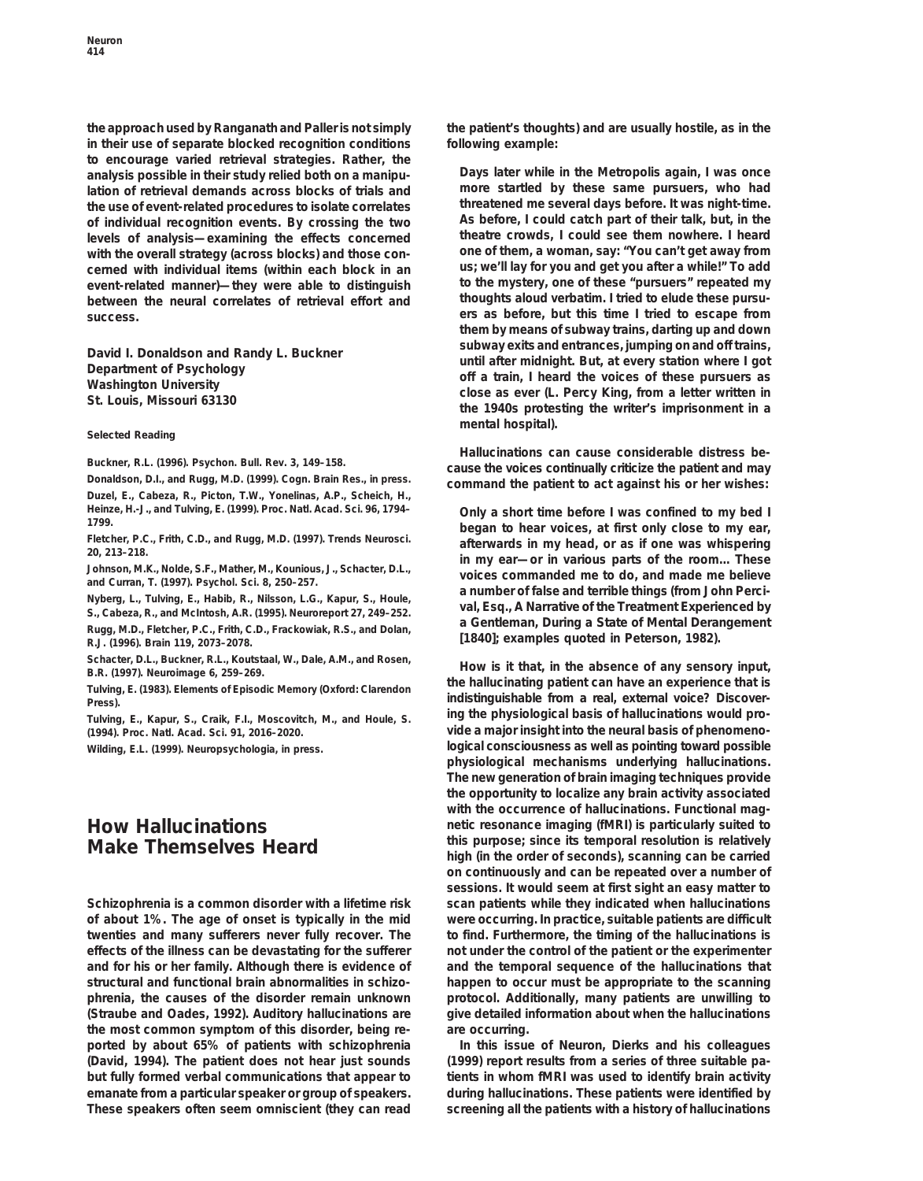the approach used by Ranganath and Paller is not simply in their use of separate blocked recognition conditions to encourage varied retrieval strategies. Rather, the analysis possible in their study relied both on a manipulation of retrieval demands across blocks of trials and the use of event-related procedures to isolate correlates of individual recognition events. By crossing the two levels of analysis—examining the effects concerned with the overall strategy (across blocks) and those concerned with individual items (within each block in an event-related manner)—they were able to distinguish between the neural correlates of retrieval effort and success.

David I. Donaldson and Randy L. Buckner
Department of Psychology
Washington University
St. Louis, Missouri 63130

**Selected Reading**

Buckner, R.L. (1996). Psychon. Bull. Rev. 3, 149–158.

Donaldson, D.I., and Rugg, M.D. (1999). Cogn. Brain Res., in press.

Duzel, E., Cabeza, R., Picton, T.W., Yonelinas, A.P., Scheich, H., Heinze, H.-J., and Tulving, E. (1999). Proc. Natl. Acad. Sci. 96, 1794–1799.

Fletcher, P.C., Frith, C.D., and Rugg, M.D. (1997). Trends Neurosci. 20, 213–218.

Johnson, M.K., Nolde, S.F., Mather, M., Kounious, J., Schacter, D.L., and Curran, T. (1997). Psychol. Sci. 8, 250–257.

Nyberg, L., Tulving, E., Habib, R., Nilsson, L.G., Kapur, S., Houle, S., Cabeza, R., and McIntosh, A.R. (1995). Neuroreport 27, 249–252.

Rugg, M.D., Fletcher, P.C., Frith, C.D., Frackowiak, R.S., and Dolan, R.J. (1996). Brain 119, 2073–2078.

Schacter, D.L., Buckner, R.L., Koutstaal, W., Dale, A.M., and Rosen, B.R. (1997). Neuroimage 6, 259–269.

Tulving, E. (1983). Elements of Episodic Memory (Oxford: Clarendon Press).

Tulving, E., Kapur, S., Craik, F.I., Moscovitch, M., and Houle, S. (1994). Proc. Natl. Acad. Sci. 91, 2016–2020.

Wilding, E.L. (1999). Neuropsychologia, in press.

# How Hallucinations Make Themselves Heard

Schizophrenia is a common disorder with a lifetime risk of about 1%. The age of onset is typically in the mid twenties and many sufferers never fully recover. The effects of the illness can be devastating for the sufferer and for his or her family. Although there is evidence of structural and functional brain abnormalities in schizophrenia, the causes of the disorder remain unknown (Straube and Oades, 1992). Auditory hallucinations are the most common symptom of this disorder, being reported by about 65% of patients with schizophrenia (David, 1994). The patient does not hear just sounds but fully formed verbal communications that appear to emanate from a particular speaker or group of speakers. These speakers often seem omniscient (they can read the patient's thoughts) and are usually hostile, as in the following example:

> Days later while in the Metropolis again, I was once more startled by these same pursuers, who had threatened me several days before. It was night-time. As before, I could catch part of their talk, but, in the theatre crowds, I could see them nowhere. I heard one of them, a woman, say: "You can't get away from us; we'll lay for you and get you after a while!" To add to the mystery, one of these "pursuers" repeated my thoughts aloud verbatim. I tried to elude these pursuers as before, but this time I tried to escape from them by means of subway trains, darting up and down subway exits and entrances, jumping on and off trains, until after midnight. But, at every station where I got off a train, I heard the voices of these pursuers as close as ever (L. Percy King, from a letter written in the 1940s protesting the writer's imprisonment in a mental hospital).

Hallucinations can cause considerable distress because the voices continually criticize the patient and may command the patient to act against his or her wishes:

> Only a short time before I was confined to my bed I began to hear voices, at first only close to my ear, afterwards in my head, or as if one was whispering in my ear—or in various parts of the room... These voices commanded me to do, and made me believe a number of false and terrible things (from John Perceval, Esq., A Narrative of the Treatment Experienced by a Gentleman, During a State of Mental Derangement [1840]; examples quoted in Peterson, 1982).

How is it that, in the absence of any sensory input, the hallucinating patient can have an experience that is indistinguishable from a real, external voice? Discovering the physiological basis of hallucinations would provide a major insight into the neural basis of phenomenological consciousness as well as pointing toward possible physiological mechanisms underlying hallucinations. The new generation of brain imaging techniques provide the opportunity to localize any brain activity associated with the occurrence of hallucinations. Functional magnetic resonance imaging (fMRI) is particularly suited to this purpose; since its temporal resolution is relatively high (in the order of seconds), scanning can be carried on continuously and can be repeated over a number of sessions. It would seem at first sight an easy matter to scan patients while they indicated when hallucinations were occurring. In practice, suitable patients are difficult to find. Furthermore, the timing of the hallucinations is not under the control of the patient or the experimenter and the temporal sequence of the hallucinations that happen to occur must be appropriate to the scanning protocol. Additionally, many patients are unwilling to give detailed information about when the hallucinations are occurring.

In this issue of Neuron, Dierks and his colleagues (1999) report results from a series of three suitable patients in whom fMRI was used to identify brain activity during hallucinations. These patients were identified by screening all the patients with a history of hallucinations